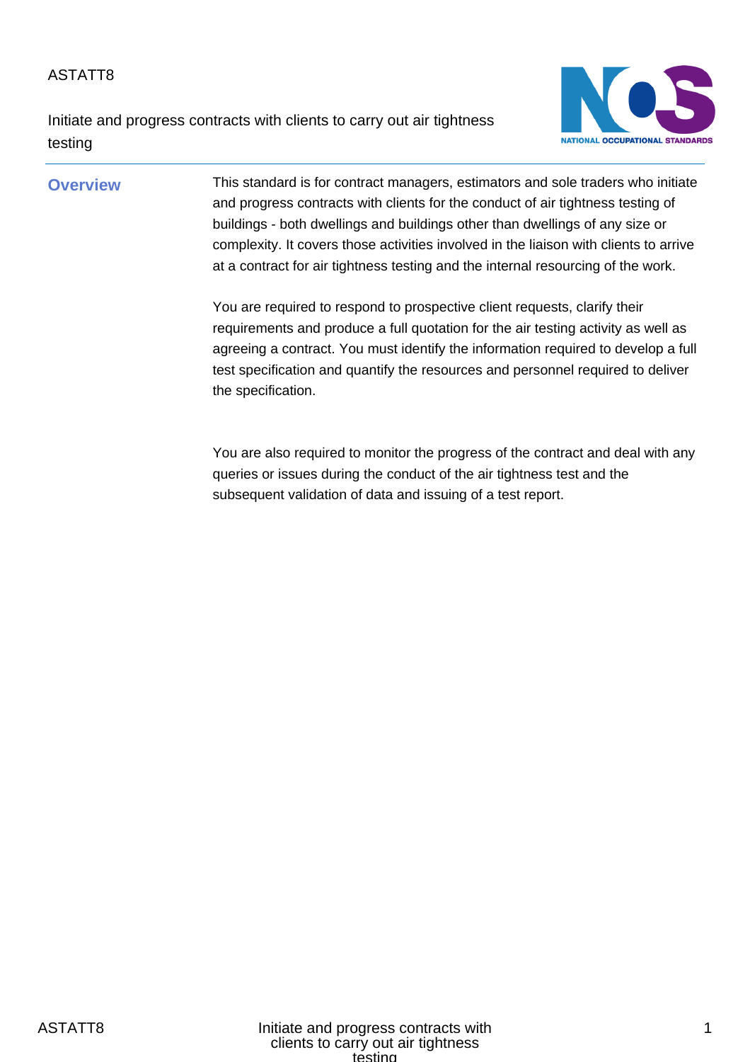ASTATT8

# Initiate and progress contracts with clients to carry out air tightness testing

## Overview

This standard is for contract managers, estimators and sole traders who initiate and progress contracts with clients for the conduct of air tightness testing of buildings - both dwellings and buildings other than dwellings of any size or complexity. It covers those activities involved in the liaison with clients to arrive at a contract for air tightness testing and the internal resourcing of the work.

You are required to respond to prospective client requests, clarify their requirements and produce a full quotation for the air testing activity as well as agreeing a contract. You must identify the information required to develop a full test specification and quantify the resources and personnel required to deliver the specification.

You are also required to monitor the progress of the contract and deal with any queries or issues during the conduct of the air tightness test and the subsequent validation of data and issuing of a test report.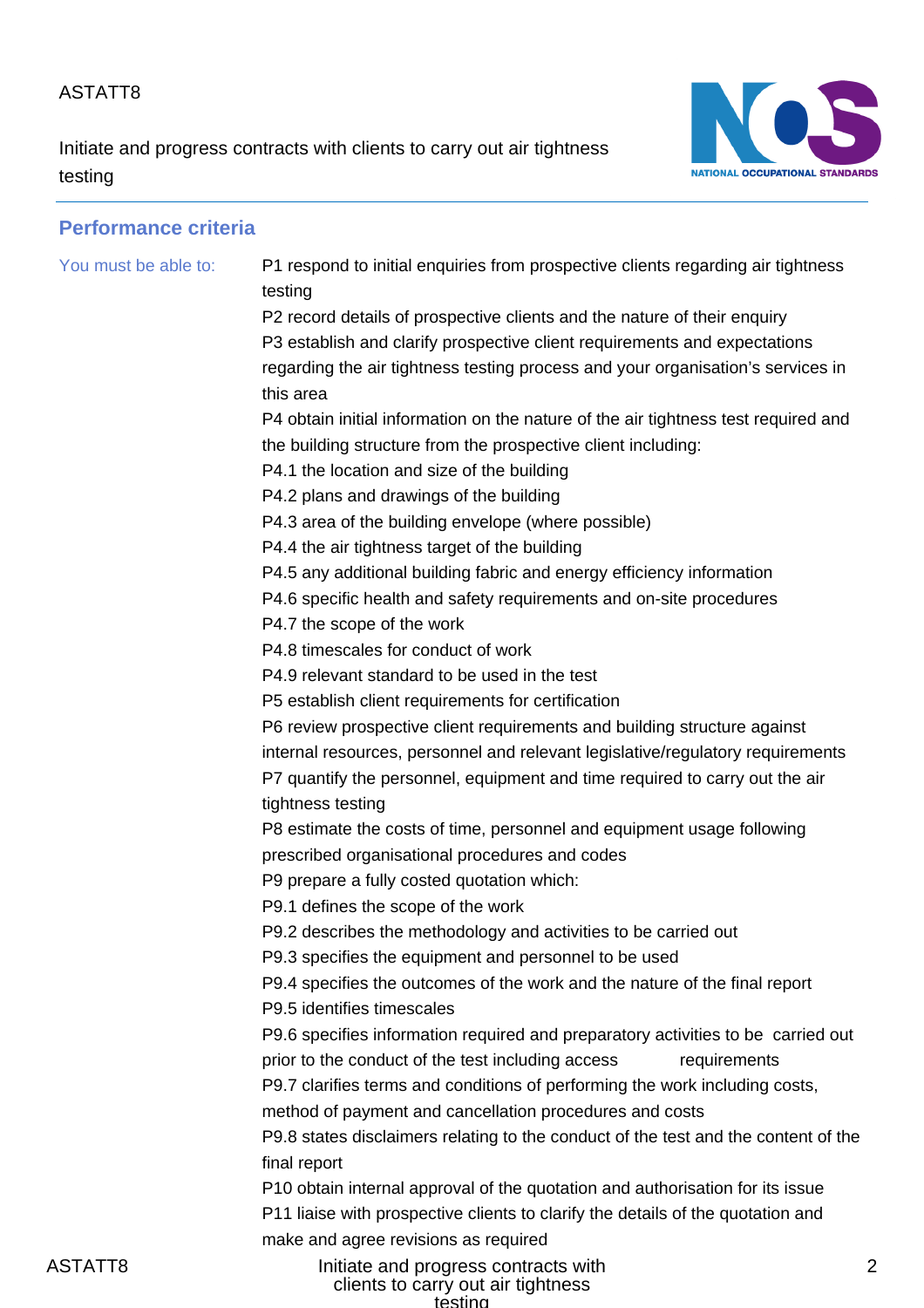## Performance criteria

You must be able to:

P1 respond to initial enquiries from prospective clients regarding air tightness testing

P2 record details of prospective clients and the nature of their enquiry

P3 establish and clarify prospective client requirements and expectations regarding the air tightness testing process and your organisation's services in this area

P4 obtain initial information on the nature of the air tightness test required and the building structure from the prospective client including:

P4.1 the location and size of the building

P4.2 plans and drawings of the building

P4.3 area of the building envelope (where possible)

P4.4 the air tightness target of the building

P4.5 any additional building fabric and energy efficiency information

P4.6 specific health and safety requirements and on-site procedures

P4.7 the scope of the work

P4.8 timescales for conduct of work

P4.9 relevant standard to be used in the test

P5 establish client requirements for certification

P6 review prospective client requirements and building structure against internal resources, personnel and relevant legislative/regulatory requirements

P7 quantify the personnel, equipment and time required to carry out the air tightness testing

P8 estimate the costs of time, personnel and equipment usage following prescribed organisational procedures and codes

P9 prepare a fully costed quotation which:

P9.1 defines the scope of the work

P9.2 describes the methodology and activities to be carried out

P9.3 specifies the equipment and personnel to be used

P9.4 specifies the outcomes of the work and the nature of the final report

P9.5 identifies timescales

P9.6 specifies information required and preparatory activities to be carried out prior to the conduct of the test including access requirements

P9.7 clarifies terms and conditions of performing the work including costs, method of payment and cancellation procedures and costs

P9.8 states disclaimers relating to the conduct of the test and the content of the final report

P10 obtain internal approval of the quotation and authorisation for its issue

P11 liaise with prospective clients to clarify the details of the quotation and make and agree revisions as required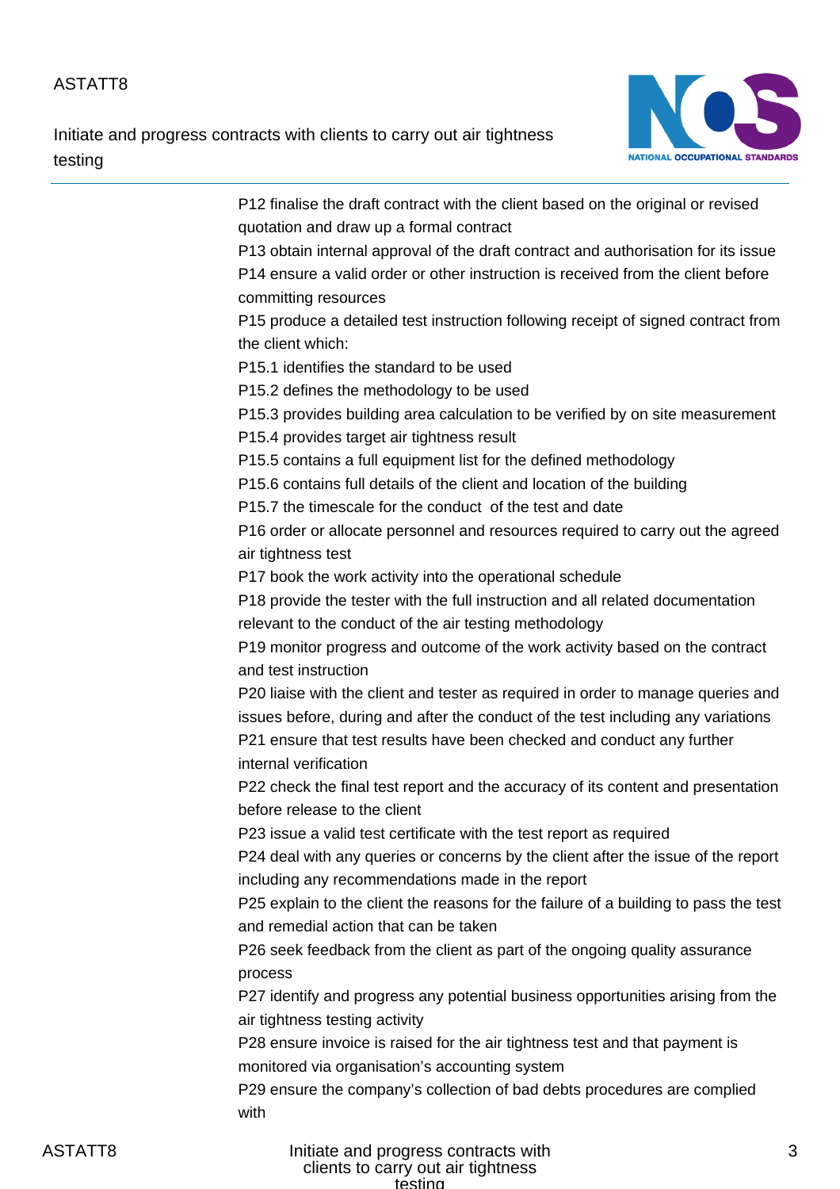P12 finalise the draft contract with the client based on the original or revised quotation and draw up a formal contract

P13 obtain internal approval of the draft contract and authorisation for its issue

P14 ensure a valid order or other instruction is received from the client before committing resources

P15 produce a detailed test instruction following receipt of signed contract from the client which:

P15.1 identifies the standard to be used

P15.2 defines the methodology to be used

P15.3 provides building area calculation to be verified by on site measurement

P15.4 provides target air tightness result

P15.5 contains a full equipment list for the defined methodology

P15.6 contains full details of the client and location of the building

P15.7 the timescale for the conduct of the test and date

P16 order or allocate personnel and resources required to carry out the agreed air tightness test

P17 book the work activity into the operational schedule

P18 provide the tester with the full instruction and all related documentation relevant to the conduct of the air testing methodology

P19 monitor progress and outcome of the work activity based on the contract and test instruction

P20 liaise with the client and tester as required in order to manage queries and issues before, during and after the conduct of the test including any variations

P21 ensure that test results have been checked and conduct any further internal verification

P22 check the final test report and the accuracy of its content and presentation before release to the client

P23 issue a valid test certificate with the test report as required

P24 deal with any queries or concerns by the client after the issue of the report including any recommendations made in the report

P25 explain to the client the reasons for the failure of a building to pass the test and remedial action that can be taken

P26 seek feedback from the client as part of the ongoing quality assurance process

P27 identify and progress any potential business opportunities arising from the air tightness testing activity

P28 ensure invoice is raised for the air tightness test and that payment is monitored via organisation's accounting system

P29 ensure the company's collection of bad debts procedures are complied with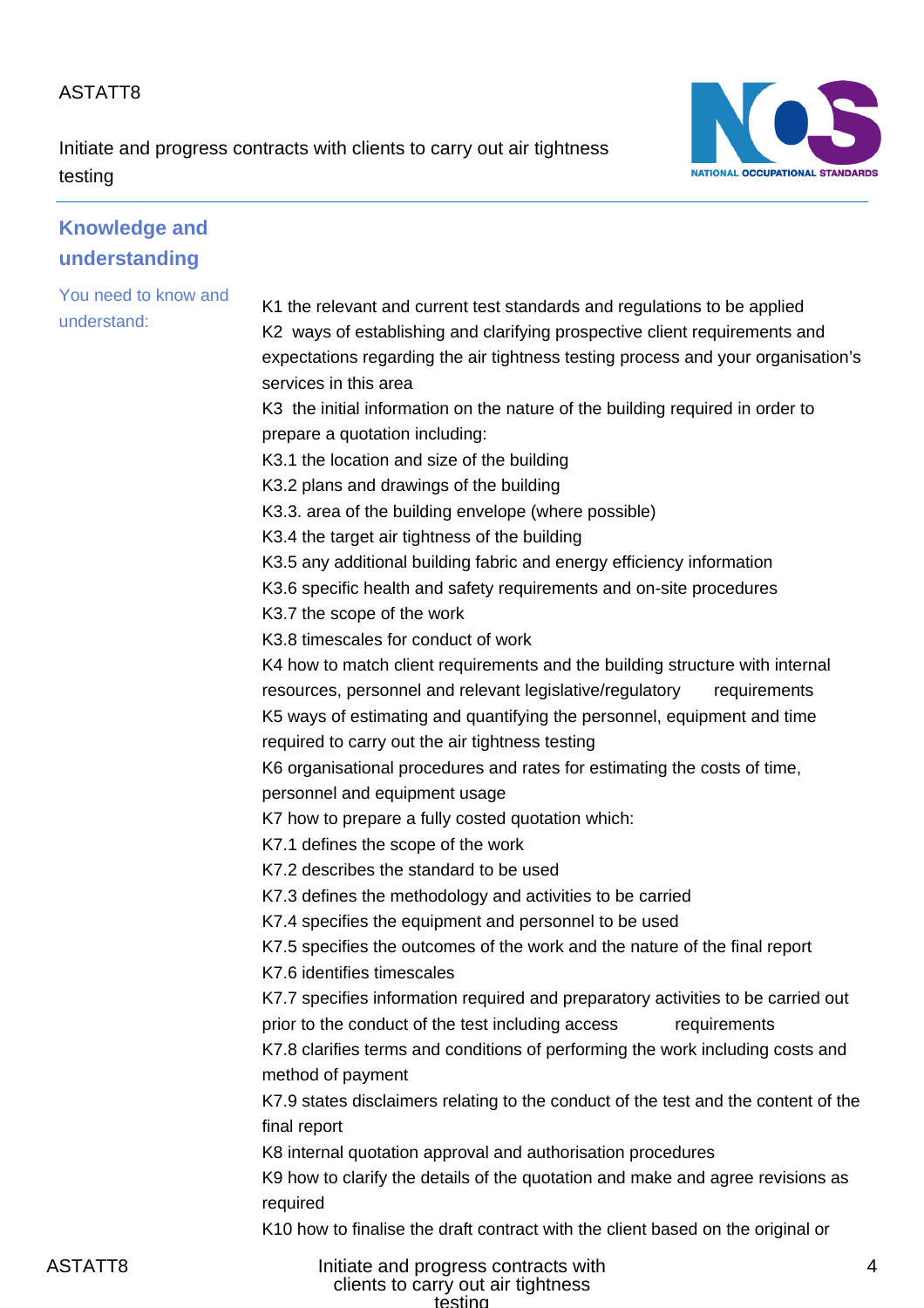## Knowledge and understanding

You need to know and understand:

K1 the relevant and current test standards and regulations to be applied
K2 ways of establishing and clarifying prospective client requirements and expectations regarding the air tightness testing process and your organisation's services in this area
K3 the initial information on the nature of the building required in order to prepare a quotation including:
K3.1 the location and size of the building
K3.2 plans and drawings of the building
K3.3. area of the building envelope (where possible)
K3.4 the target air tightness of the building
K3.5 any additional building fabric and energy efficiency information
K3.6 specific health and safety requirements and on-site procedures
K3.7 the scope of the work
K3.8 timescales for conduct of work
K4 how to match client requirements and the building structure with internal resources, personnel and relevant legislative/regulatory requirements
K5 ways of estimating and quantifying the personnel, equipment and time required to carry out the air tightness testing
K6 organisational procedures and rates for estimating the costs of time, personnel and equipment usage
K7 how to prepare a fully costed quotation which:
K7.1 defines the scope of the work
K7.2 describes the standard to be used
K7.3 defines the methodology and activities to be carried
K7.4 specifies the equipment and personnel to be used
K7.5 specifies the outcomes of the work and the nature of the final report
K7.6 identifies timescales
K7.7 specifies information required and preparatory activities to be carried out prior to the conduct of the test including access requirements
K7.8 clarifies terms and conditions of performing the work including costs and method of payment
K7.9 states disclaimers relating to the conduct of the test and the content of the final report
K8 internal quotation approval and authorisation procedures
K9 how to clarify the details of the quotation and make and agree revisions as required
K10 how to finalise the draft contract with the client based on the original or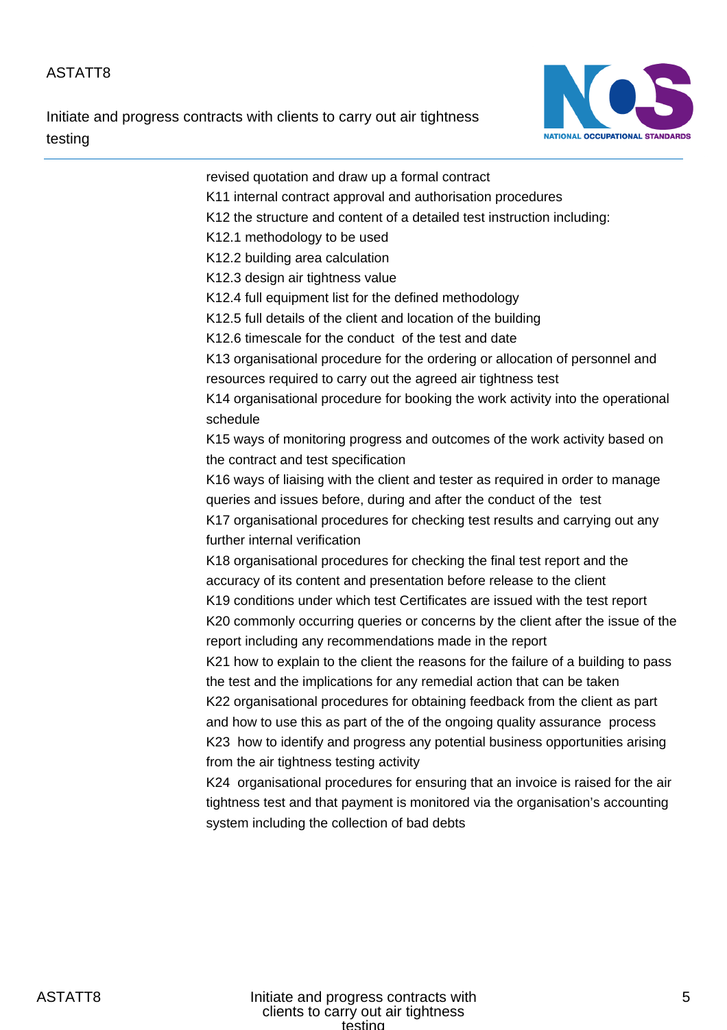revised quotation and draw up a formal contract

K11 internal contract approval and authorisation procedures

K12 the structure and content of a detailed test instruction including:

K12.1 methodology to be used

K12.2 building area calculation

K12.3 design air tightness value

K12.4 full equipment list for the defined methodology

K12.5 full details of the client and location of the building

K12.6 timescale for the conduct of the test and date

K13 organisational procedure for the ordering or allocation of personnel and resources required to carry out the agreed air tightness test

K14 organisational procedure for booking the work activity into the operational schedule

K15 ways of monitoring progress and outcomes of the work activity based on the contract and test specification

K16 ways of liaising with the client and tester as required in order to manage queries and issues before, during and after the conduct of the test

K17 organisational procedures for checking test results and carrying out any further internal verification

K18 organisational procedures for checking the final test report and the accuracy of its content and presentation before release to the client

K19 conditions under which test Certificates are issued with the test report

K20 commonly occurring queries or concerns by the client after the issue of the report including any recommendations made in the report

K21 how to explain to the client the reasons for the failure of a building to pass the test and the implications for any remedial action that can be taken

K22 organisational procedures for obtaining feedback from the client as part and how to use this as part of the of the ongoing quality assurance process

K23 how to identify and progress any potential business opportunities arising from the air tightness testing activity

K24 organisational procedures for ensuring that an invoice is raised for the air tightness test and that payment is monitored via the organisation's accounting system including the collection of bad debts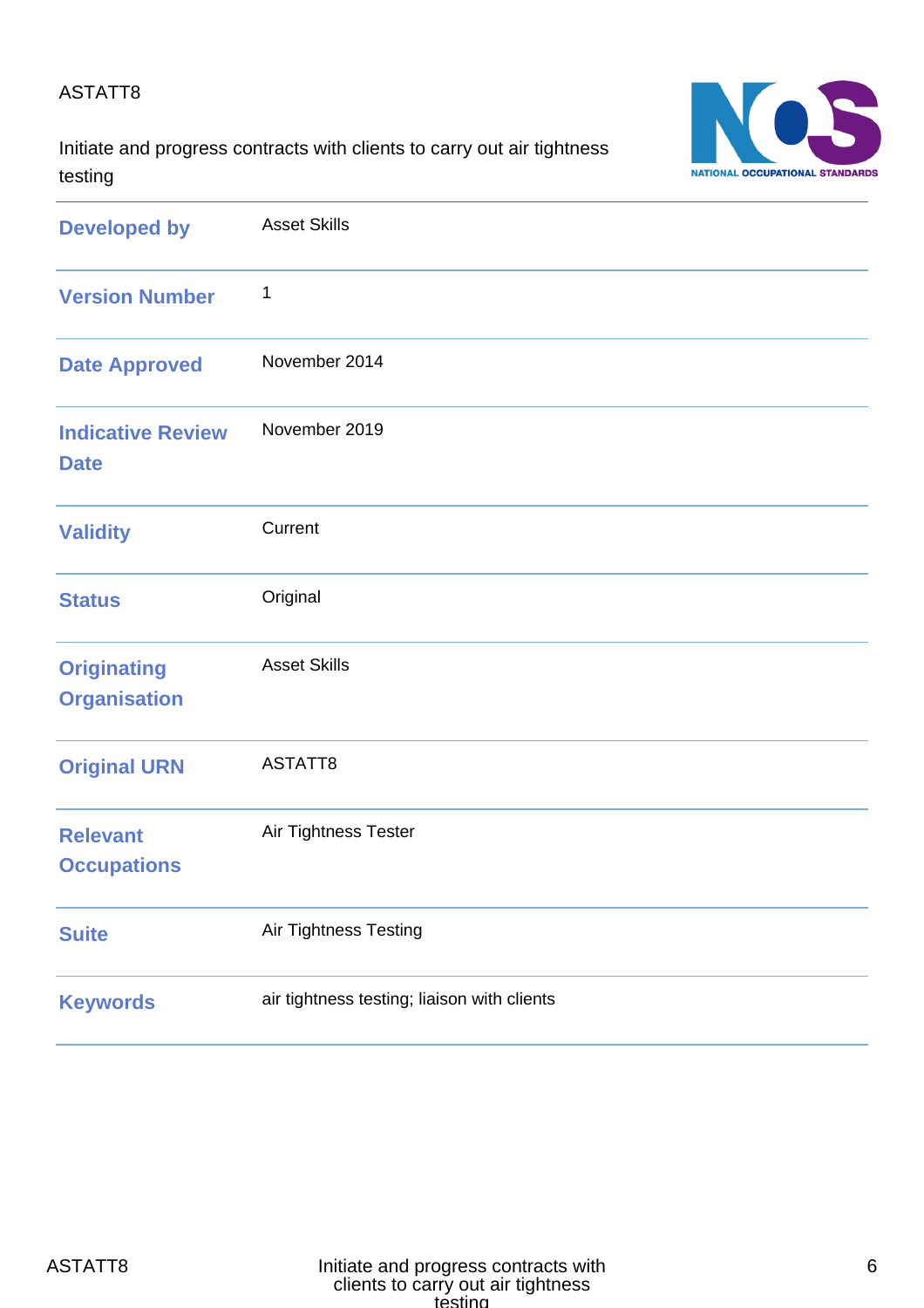ASTATT8

Initiate and progress contracts with clients to carry out air tightness testing

| | |
|---|---|
| **Developed by** | Asset Skills |
| **Version Number** | 1 |
| **Date Approved** | November 2014 |
| **Indicative Review Date** | November 2019 |
| **Validity** | Current |
| **Status** | Original |
| **Originating Organisation** | Asset Skills |
| **Original URN** | ASTATT8 |
| **Relevant Occupations** | Air Tightness Tester |
| **Suite** | Air Tightness Testing |
| **Keywords** | air tightness testing; liaison with clients |